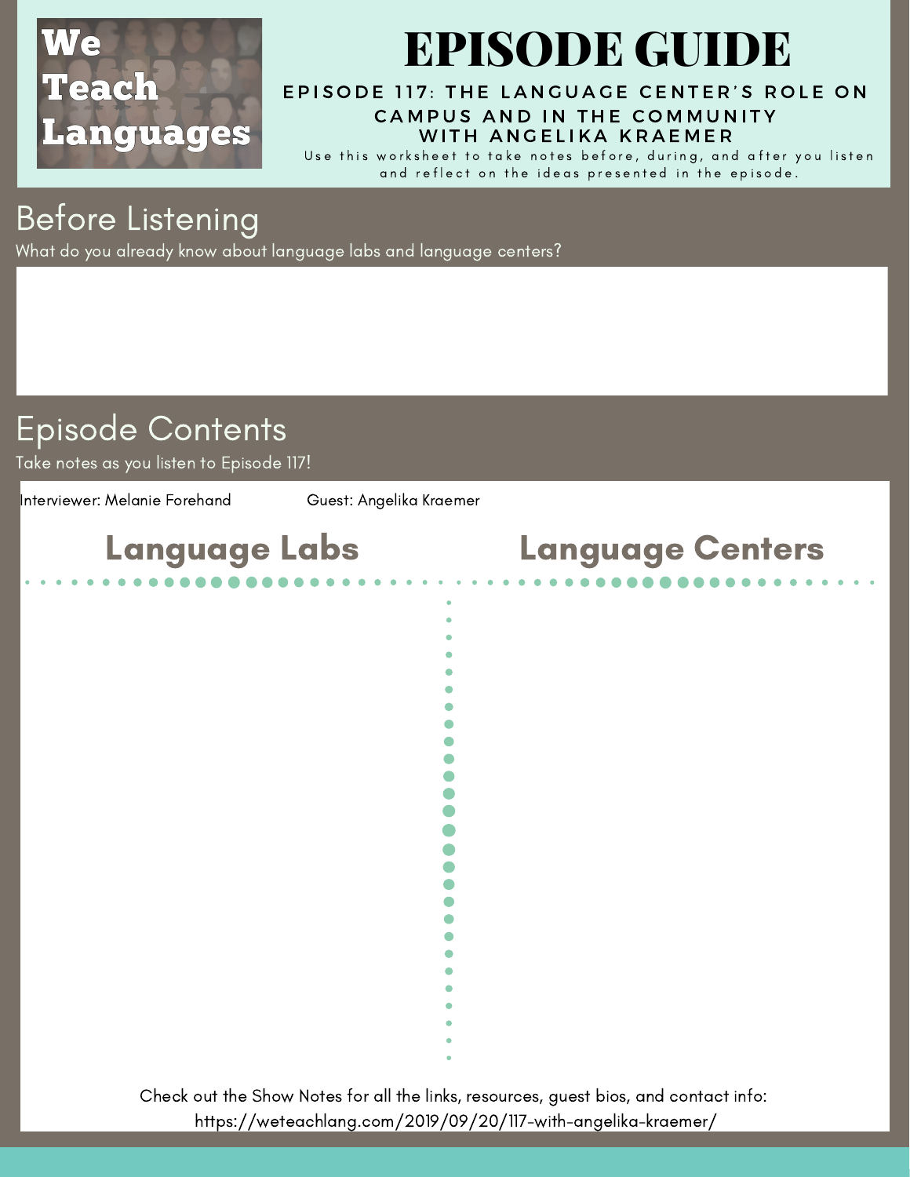We Teach Languages

# EPISODE GUIDE

### EPISODE 117: THE LANGUAGE CENTER'S ROLE ON CAMPUS AND IN THE COMMUNITY WITH ANGELIKA KRAEMER

Use this worksheet to take notes before, during, and after you listen and reflect on the ideas presented in the episode.

## Before Listening

What do you already know about language labs and language centers?

## Episode Contents

Take notes as you listen to Episode 117!

Interviewer: Melanie Forehand

Guest: Angelika Kraemer

| Language Labs | Language Centers |
| --- | --- |
| | |

Check out the Show Notes for all the links, resources, guest bios, and contact info:
https://weteachlang.com/2019/09/20/117-with-angelika-kraemer/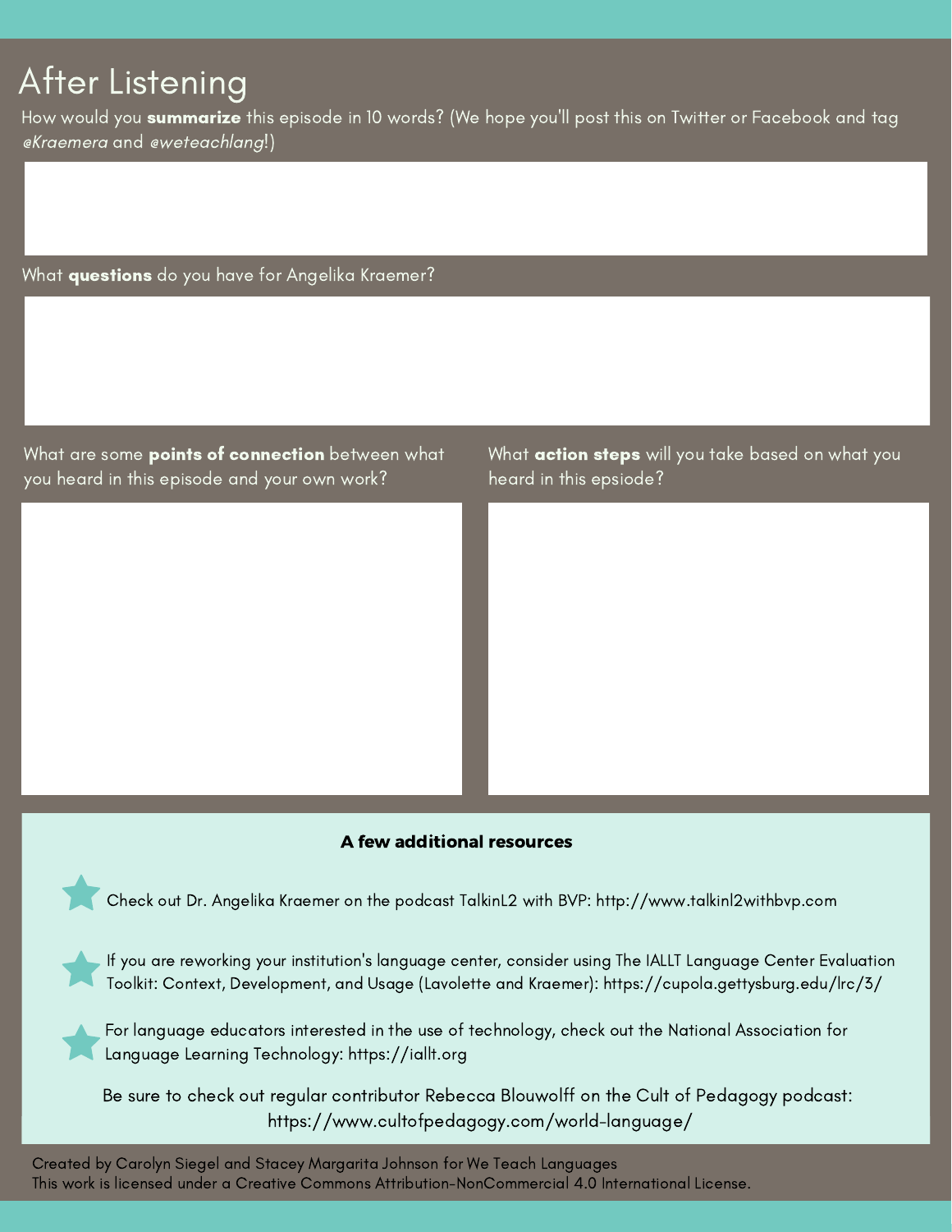# After Listening

How would you **summarize** this episode in 10 words? (We hope you'll post this on Twitter or Facebook and tag *@Kraemera* and *@weteachlang*!)

What **questions** do you have for Angelika Kraemer?

What are some **points of connection** between what you heard in this episode and your own work?

What **action steps** will you take based on what you heard in this epsiode?

**A few additional resources**

- Check out Dr. Angelika Kraemer on the podcast TalkinL2 with BVP: http://www.talkinl2withbvp.com
- If you are reworking your institution's language center, consider using The IALLT Language Center Evaluation Toolkit: Context, Development, and Usage (Lavolette and Kraemer): https://cupola.gettysburg.edu/lrc/3/
- For language educators interested in the use of technology, check out the National Association for Language Learning Technology: https://iallt.org

Be sure to check out regular contributor Rebecca Blouwolff on the Cult of Pedagogy podcast: https://www.cultofpedagogy.com/world-language/

Created by Carolyn Siegel and Stacey Margarita Johnson for We Teach Languages
This work is licensed under a Creative Commons Attribution-NonCommercial 4.0 International License.